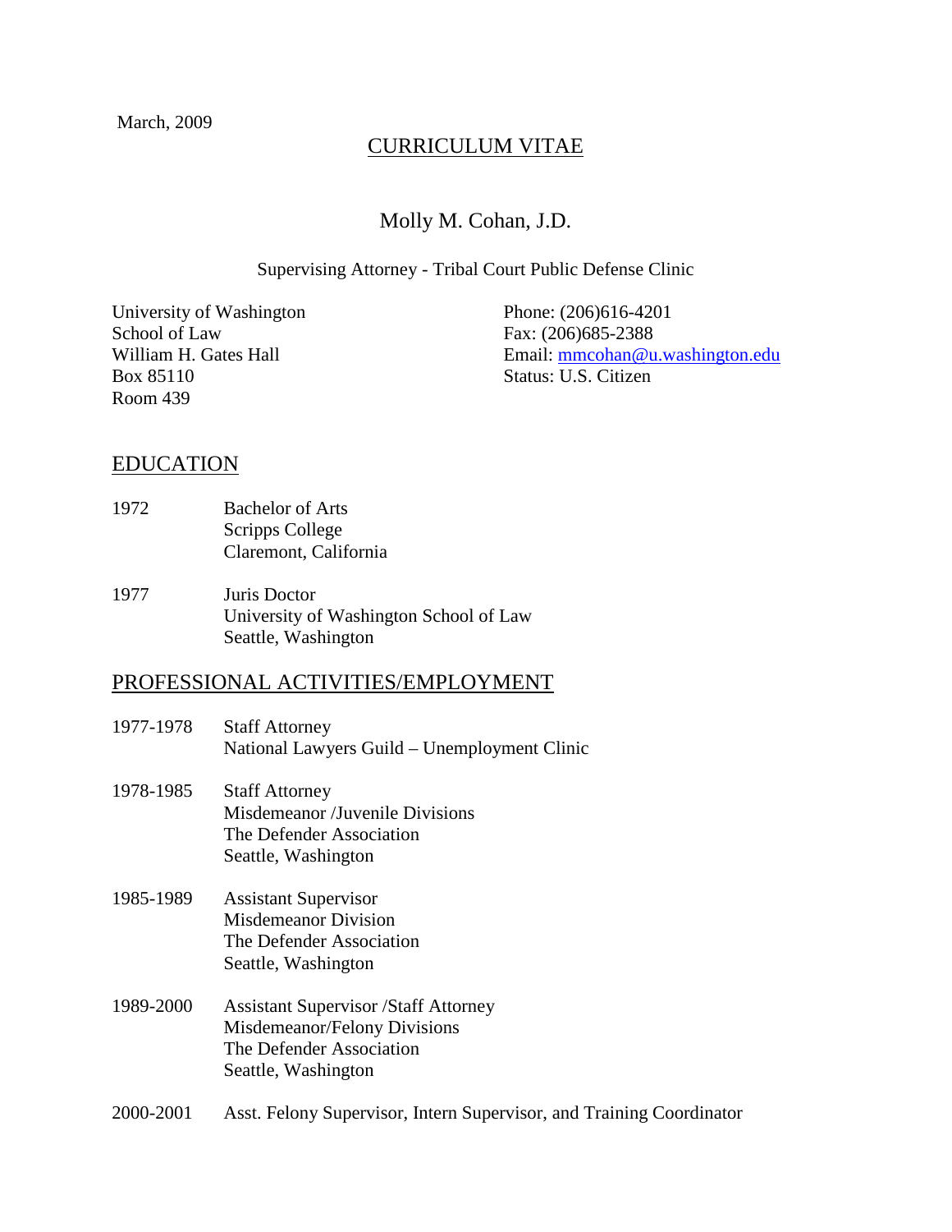March, 2009

# CURRICULUM VITAE

## Molly M. Cohan, J.D.

Supervising Attorney - Tribal Court Public Defense Clinic

University of Washington
School of Law
William H. Gates Hall
Box 85110
Room 439

Phone: (206)616-4201
Fax: (206)685-2388
Email: mmcohan@u.washington.edu
Status: U.S. Citizen

## EDUCATION

1972 — Bachelor of Arts
Scripps College
Claremont, California

1977 — Juris Doctor
University of Washington School of Law
Seattle, Washington

## PROFESSIONAL ACTIVITIES/EMPLOYMENT

1977-1978 — Staff Attorney
National Lawyers Guild – Unemployment Clinic

1978-1985 — Staff Attorney
Misdemeanor /Juvenile Divisions
The Defender Association
Seattle, Washington

1985-1989 — Assistant Supervisor
Misdemeanor Division
The Defender Association
Seattle, Washington

1989-2000 — Assistant Supervisor /Staff Attorney
Misdemeanor/Felony Divisions
The Defender Association
Seattle, Washington

2000-2001 — Asst. Felony Supervisor, Intern Supervisor, and Training Coordinator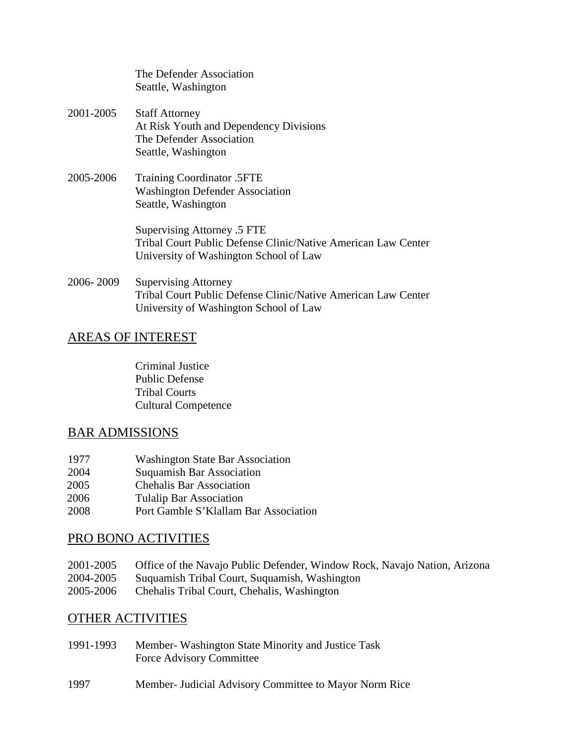The Defender Association
Seattle, Washington

2001-2005 Staff Attorney
At Risk Youth and Dependency Divisions
The Defender Association
Seattle, Washington

2005-2006 Training Coordinator .5FTE
Washington Defender Association
Seattle, Washington

Supervising Attorney .5 FTE
Tribal Court Public Defense Clinic/Native American Law Center
University of Washington School of Law

2006- 2009 Supervising Attorney
Tribal Court Public Defense Clinic/Native American Law Center
University of Washington School of Law

## AREAS OF INTEREST

Criminal Justice
Public Defense
Tribal Courts
Cultural Competence

## BAR ADMISSIONS

1977 Washington State Bar Association
2004 Suquamish Bar Association
2005 Chehalis Bar Association
2006 Tulalip Bar Association
2008 Port Gamble S'Klallam Bar Association

## PRO BONO ACTIVITIES

2001-2005 Office of the Navajo Public Defender, Window Rock, Navajo Nation, Arizona
2004-2005 Suquamish Tribal Court, Suquamish, Washington
2005-2006 Chehalis Tribal Court, Chehalis, Washington

## OTHER ACTIVITIES

1991-1993 Member- Washington State Minority and Justice Task Force Advisory Committee

1997 Member- Judicial Advisory Committee to Mayor Norm Rice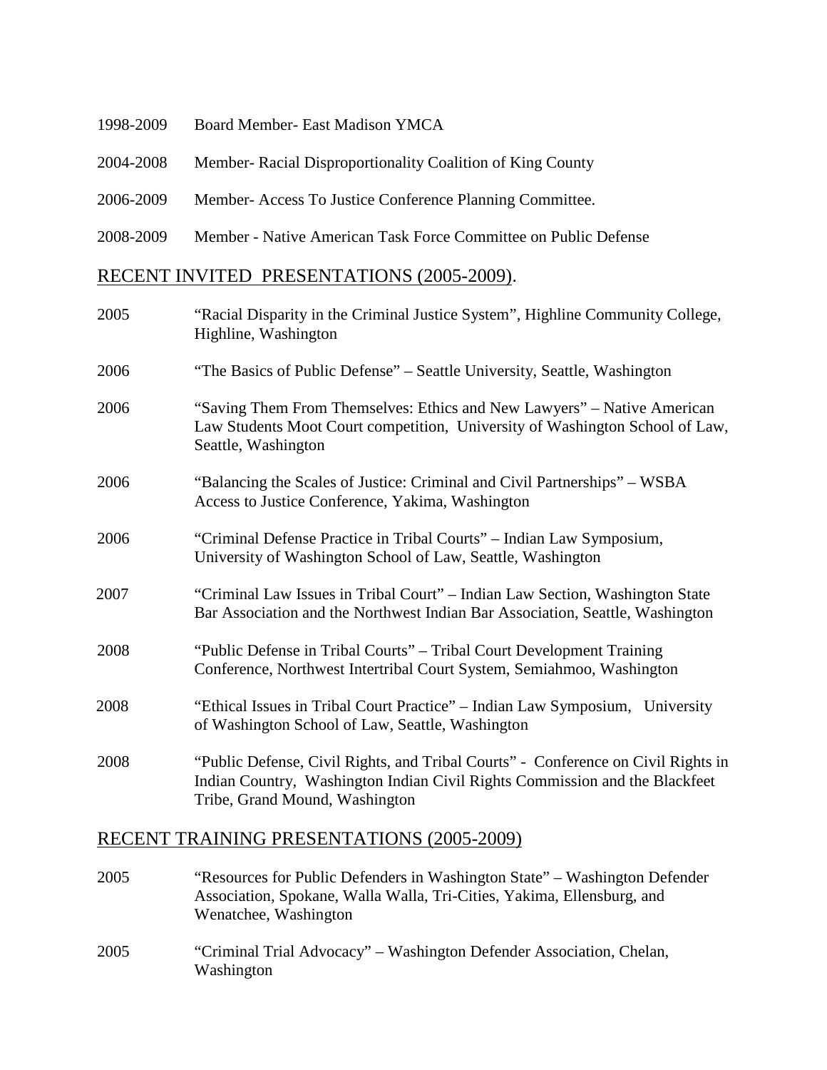1998-2009 Board Member- East Madison YMCA

2004-2008 Member- Racial Disproportionality Coalition of King County

2006-2009 Member- Access To Justice Conference Planning Committee.

2008-2009 Member - Native American Task Force Committee on Public Defense

## RECENT INVITED PRESENTATIONS (2005-2009).

2005 "Racial Disparity in the Criminal Justice System", Highline Community College, Highline, Washington

2006 "The Basics of Public Defense" – Seattle University, Seattle, Washington

2006 "Saving Them From Themselves: Ethics and New Lawyers" – Native American Law Students Moot Court competition, University of Washington School of Law, Seattle, Washington

2006 "Balancing the Scales of Justice: Criminal and Civil Partnerships" – WSBA Access to Justice Conference, Yakima, Washington

2006 "Criminal Defense Practice in Tribal Courts" – Indian Law Symposium, University of Washington School of Law, Seattle, Washington

2007 "Criminal Law Issues in Tribal Court" – Indian Law Section, Washington State Bar Association and the Northwest Indian Bar Association, Seattle, Washington

2008 "Public Defense in Tribal Courts" – Tribal Court Development Training Conference, Northwest Intertribal Court System, Semiahmoo, Washington

2008 "Ethical Issues in Tribal Court Practice" – Indian Law Symposium, University of Washington School of Law, Seattle, Washington

2008 "Public Defense, Civil Rights, and Tribal Courts" - Conference on Civil Rights in Indian Country, Washington Indian Civil Rights Commission and the Blackfeet Tribe, Grand Mound, Washington

## RECENT TRAINING PRESENTATIONS (2005-2009)

2005 "Resources for Public Defenders in Washington State" – Washington Defender Association, Spokane, Walla Walla, Tri-Cities, Yakima, Ellensburg, and Wenatchee, Washington

2005 "Criminal Trial Advocacy" – Washington Defender Association, Chelan, Washington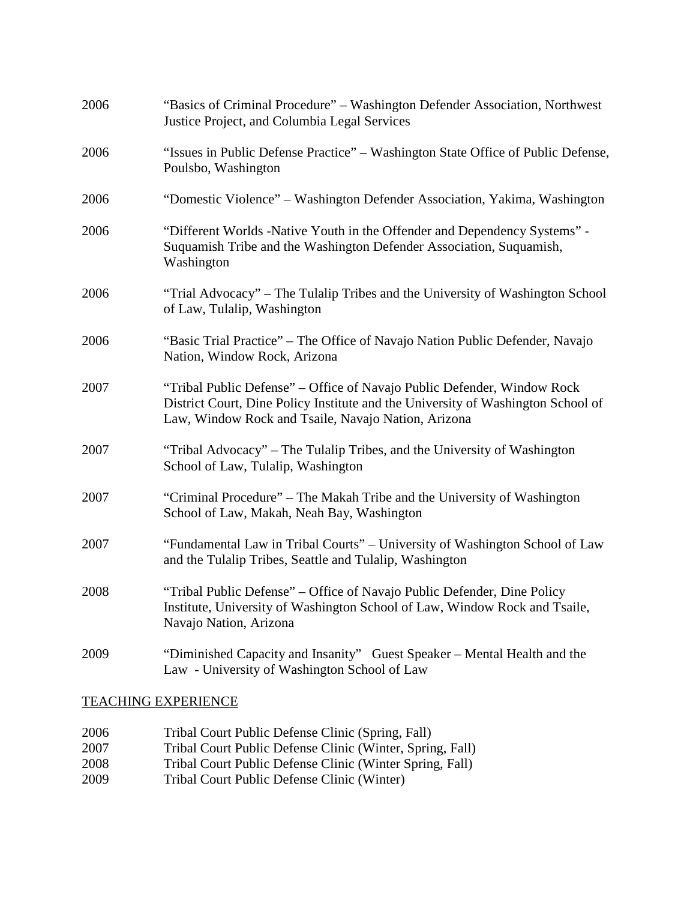2006 "Basics of Criminal Procedure" – Washington Defender Association, Northwest Justice Project, and Columbia Legal Services

2006 "Issues in Public Defense Practice" – Washington State Office of Public Defense, Poulsbo, Washington

2006 "Domestic Violence" – Washington Defender Association, Yakima, Washington

2006 "Different Worlds -Native Youth in the Offender and Dependency Systems" - Suquamish Tribe and the Washington Defender Association, Suquamish, Washington

2006 "Trial Advocacy" – The Tulalip Tribes and the University of Washington School of Law, Tulalip, Washington

2006 "Basic Trial Practice" – The Office of Navajo Nation Public Defender, Navajo Nation, Window Rock, Arizona

2007 "Tribal Public Defense" – Office of Navajo Public Defender, Window Rock District Court, Dine Policy Institute and the University of Washington School of Law, Window Rock and Tsaile, Navajo Nation, Arizona

2007 "Tribal Advocacy" – The Tulalip Tribes, and the University of Washington School of Law, Tulalip, Washington

2007 "Criminal Procedure" – The Makah Tribe and the University of Washington School of Law, Makah, Neah Bay, Washington

2007 "Fundamental Law in Tribal Courts" – University of Washington School of Law and the Tulalip Tribes, Seattle and Tulalip, Washington

2008 "Tribal Public Defense" – Office of Navajo Public Defender, Dine Policy Institute, University of Washington School of Law, Window Rock and Tsaile, Navajo Nation, Arizona

2009 "Diminished Capacity and Insanity" Guest Speaker – Mental Health and the Law - University of Washington School of Law

## TEACHING EXPERIENCE

2006 Tribal Court Public Defense Clinic (Spring, Fall)
2007 Tribal Court Public Defense Clinic (Winter, Spring, Fall)
2008 Tribal Court Public Defense Clinic (Winter Spring, Fall)
2009 Tribal Court Public Defense Clinic (Winter)